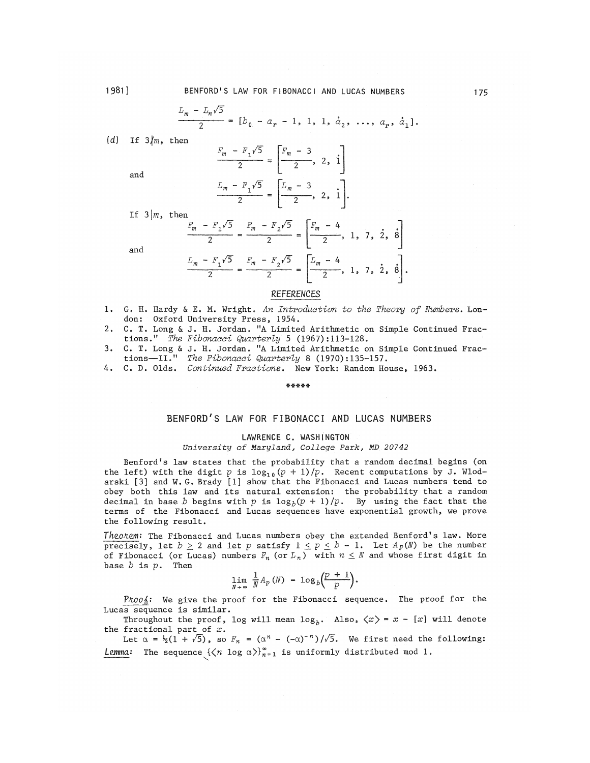$$\frac{L_m - L_n\sqrt{5}}{2} = [b_0 - a_r - 1, 1, 1, \dot{a}_2, \ldots, a_r, \dot{a}_1].$$

(d) If $3 \nmid m$, then

$$\frac{F_m - F_1\sqrt{5}}{2} = \left[\frac{F_m - 3}{2}, 2, \dot{1}\right]$$

and

$$\frac{L_m - F_1\sqrt{5}}{2} = \left[\frac{L_m - 3}{2}, 2, \dot{1}\right].$$

If $3 | m$, then

$$\frac{F_m - F_1\sqrt{5}}{2} = \frac{F_m - F_2\sqrt{5}}{2} = \left[\frac{F_m - 4}{2}, 1, 7, \dot{2}, \dot{8}\right]$$

and

$$\frac{L_m - F_1\sqrt{5}}{2} = \frac{F_m - F_2\sqrt{5}}{2} = \left[\frac{L_m - 4}{2}, 1, 7, \dot{2}, \dot{8}\right].$$

## REFERENCES

1. G. H. Hardy & E. M. Wright. *An Introduction to the Theory of Numbers*. London: Oxford University Press, 1954.
2. C. T. Long & J. H. Jordan. "A Limited Arithmetic on Simple Continued Fractions." *The Fibonacci Quarterly* 5 (1967):113-128.
3. C. T. Long & J. H. Jordan. "A Limited Arithmetic on Simple Continued Fractions—II." *The Fibonacci Quarterly* 8 (1970):135-157.
4. C. D. Olds. *Continued Fractions*. New York: Random House, 1963.

*****

# BENFORD'S LAW FOR FIBONACCI AND LUCAS NUMBERS

LAWRENCE C. WASHINGTON

*University of Maryland, College Park, MD 20742*

Benford's law states that the probability that a random decimal begins (on the left) with the digit $p$ is $\log_{10}(p + 1)/p$. Recent computations by J. Wlodarski [3] and W. G. Brady [1] show that the Fibonacci and Lucas numbers tend to obey both this law and its natural extension: the probability that a random decimal in base $b$ begins with $p$ is $\log_b(p + 1)/p$. By using the fact that the terms of the Fibonacci and Lucas sequences have exponential growth, we prove the following result.

*Theorem*: The Fibonacci and Lucas numbers obey the extended Benford's law. More precisely, let $b \geq 2$ and let $p$ satisfy $1 \leq p \leq b - 1$. Let $A_p(N)$ be the number of Fibonacci (or Lucas) numbers $F_n$ (or $L_n$) with $n \leq N$ and whose first digit in base $b$ is $p$. Then

$$\lim_{N \to \infty} \frac{1}{N} A_p(N) = \log_b\left(\frac{p + 1}{p}\right).$$

*Proof*: We give the proof for the Fibonacci sequence. The proof for the Lucas sequence is similar.

Throughout the proof, log will mean $\log_b$. Also, $\langle x \rangle = x - [x]$ will denote the fractional part of $x$.

Let $\alpha = \frac{1}{2}(1 + \sqrt{5})$, so $F_n = (\alpha^n - (-\alpha)^{-n})/\sqrt{5}$. We first need the following:

*Lemma*: The sequence $\{\langle n \log \alpha \rangle\}_{n=1}^{\infty}$ is uniformly distributed mod 1.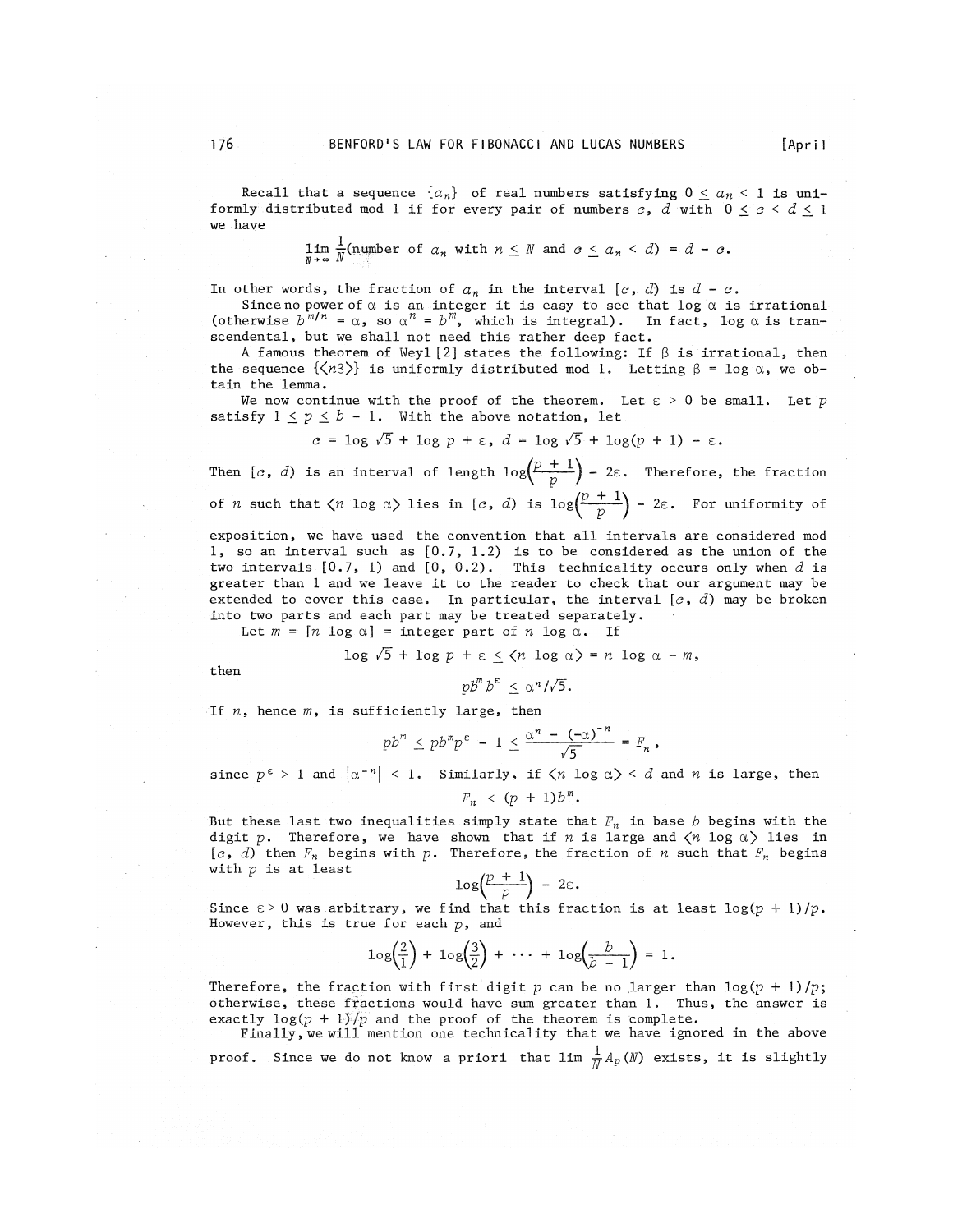Recall that a sequence $\{a_n\}$ of real numbers satisfying $0 \leq a_n < 1$ is uniformly distributed mod 1 if for every pair of numbers $c$, $d$ with $0 \leq c < d \leq 1$ we have

$$\lim_{N \to \infty} \frac{1}{N}(\text{number of } a_n \text{ with } n \leq N \text{ and } c \leq a_n < d) = d - c.$$

In other words, the fraction of $a_n$ in the interval $[c, d)$ is $d - c$.

Since no power of $\alpha$ is an integer it is easy to see that $\log \alpha$ is irrational (otherwise $b^{m/n} = \alpha$, so $\alpha^n = b^m$, which is integral). In fact, $\log \alpha$ is transcendental, but we shall not need this rather deep fact.

A famous theorem of Weyl [2] states the following: If $\beta$ is irrational, then the sequence $\{\langle n\beta \rangle\}$ is uniformly distributed mod 1. Letting $\beta = \log \alpha$, we obtain the lemma.

We now continue with the proof of the theorem. Let $\varepsilon > 0$ be small. Let $p$ satisfy $1 \leq p \leq b - 1$. With the above notation, let

$$c = \log \sqrt{5} + \log p + \varepsilon, \quad d = \log \sqrt{5} + \log(p + 1) - \varepsilon.$$

Then $[c, d)$ is an interval of length $\log\left(\frac{p+1}{p}\right) - 2\varepsilon$. Therefore, the fraction of $n$ such that $\langle n \log \alpha \rangle$ lies in $[c, d)$ is $\log\left(\frac{p+1}{p}\right) - 2\varepsilon$. For uniformity of exposition, we have used the convention that all intervals are considered mod 1, so an interval such as $[0.7, 1.2)$ is to be considered as the union of the two intervals $[0.7, 1)$ and $[0, 0.2)$. This technicality occurs only when $d$ is greater than 1 and we leave it to the reader to check that our argument may be extended to cover this case. In particular, the interval $[c, d)$ may be broken into two parts and each part may be treated separately.

Let $m = [n \log \alpha]$ = integer part of $n \log \alpha$. If

$$\log \sqrt{5} + \log p + \varepsilon \leq \langle n \log \alpha \rangle = n \log \alpha - m,$$

then

$$pb^m b^\varepsilon \leq \alpha^n / \sqrt{5}.$$

If $n$, hence $m$, is sufficiently large, then

$$pb^m \leq pb^m p^\varepsilon - 1 \leq \frac{\alpha^n - (-\alpha)^{-n}}{\sqrt{5}} = F_n,$$

since $p^\varepsilon > 1$ and $|\alpha^{-n}| < 1$. Similarly, if $\langle n \log \alpha \rangle < d$ and $n$ is large, then

$$F_n < (p + 1)b^m.$$

But these last two inequalities simply state that $F_n$ in base $b$ begins with the digit $p$. Therefore, we have shown that if $n$ is large and $\langle n \log \alpha \rangle$ lies in $[c, d)$ then $F_n$ begins with $p$. Therefore, the fraction of $n$ such that $F_n$ begins with $p$ is at least

$$\log\left(\frac{p+1}{p}\right) - 2\varepsilon.$$

Since $\varepsilon > 0$ was arbitrary, we find that this fraction is at least $\log(p + 1)/p$. However, this is true for each $p$, and

$$\log\left(\frac{2}{1}\right) + \log\left(\frac{3}{2}\right) + \cdots + \log\left(\frac{b}{b-1}\right) = 1.$$

Therefore, the fraction with first digit $p$ can be no larger than $\log(p + 1)/p$; otherwise, these fractions would have sum greater than 1. Thus, the answer is exactly $\log(p + 1)/p$ and the proof of the theorem is complete.

Finally, we will mention one technicality that we have ignored in the above proof. Since we do not know a priori that $\lim \frac{1}{N} A_p(N)$ exists, it is slightly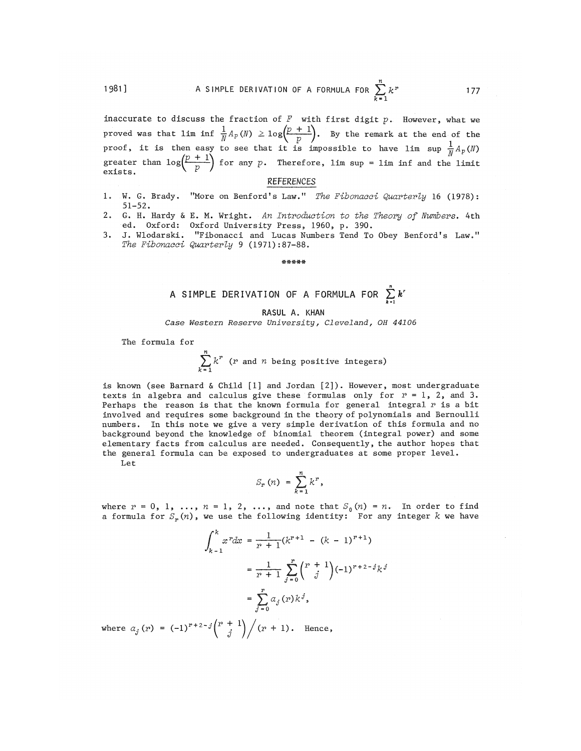inaccurate to discuss the fraction of $F$ with first digit $p$. However, what we proved was that $\liminf \frac{1}{N} A_p(N) \geq \log\left(\frac{p+1}{p}\right)$. By the remark at the end of the proof, it is then easy to see that it is impossible to have $\limsup \frac{1}{N} A_p(N)$ greater than $\log\left(\frac{p+1}{p}\right)$ for any $p$. Therefore, lim sup = lim inf and the limit exists.

## REFERENCES

1. W. G. Brady. "More on Benford's Law." *The Fibonacci Quarterly* 16 (1978): 51-52.
2. G. H. Hardy & E. M. Wright. *An Introduction to the Theory of Numbers*. 4th ed. Oxford: Oxford University Press, 1960, p. 390.
3. J. Wlodarski. "Fibonacci and Lucas Numbers Tend To Obey Benford's Law." *The Fibonacci Quarterly* 9 (1971):87-88.

\*\*\*\*\*

# A SIMPLE DERIVATION OF A FORMULA FOR $\sum_{k=1}^{n} k^r$

RASUL A. KHAN

*Case Western Reserve University, Cleveland, OH 44106*

The formula for

$$\sum_{k=1}^{n} k^r \quad (r \text{ and } n \text{ being positive integers})$$

is known (see Barnard & Child [1] and Jordan [2]). However, most undergraduate texts in algebra and calculus give these formulas only for $r = 1$, 2, and 3. Perhaps the reason is that the known formula for general integral $r$ is a bit involved and requires some background in the theory of polynomials and Bernoulli numbers. In this note we give a very simple derivation of this formula and no background beyond the knowledge of binomial theorem (integral power) and some elementary facts from calculus are needed. Consequently, the author hopes that the general formula can be exposed to undergraduates at some proper level.

Let

$$S_r(n) = \sum_{k=1}^{n} k^r,$$

where $r = 0, 1, \ldots, n = 1, 2, \ldots$, and note that $S_0(n) = n$. In order to find a formula for $S_r(n)$, we use the following identity: For any integer $k$ we have

$$\begin{aligned}
\int_{k-1}^{k} x^r dx &= \frac{1}{r+1}(k^{r+1} - (k-1)^{r+1}) \\
&= \frac{1}{r+1} \sum_{j=0}^{r} \binom{r+1}{j} (-1)^{r+2-j} k^j \\
&= \sum_{j=0}^{r} a_j(r) k^j,
\end{aligned}$$

where $a_j(r) = (-1)^{r+2-j}\binom{r+1}{j} \Big/ (r+1)$. Hence,